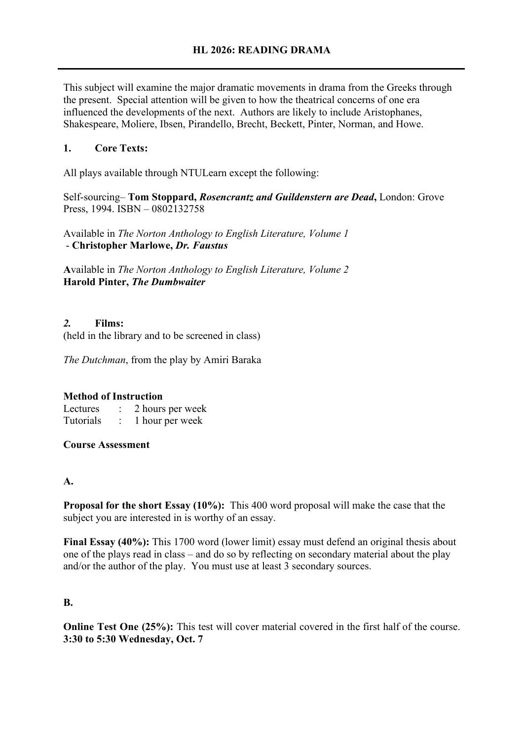# HL 2026: READING DRAMA

This subject will examine the major dramatic movements in drama from the Greeks through the present. Special attention will be given to how the theatrical concerns of one era influenced the developments of the next. Authors are likely to include Aristophanes, Shakespeare, Moliere, Ibsen, Pirandello, Brecht, Beckett, Pinter, Norman, and Howe.

## 1. Core Texts:

All plays available through NTULearn except the following:

Self-sourcing– **Tom Stoppard, *Rosencrantz and Guildenstern are Dead***, London: Grove Press, 1994. ISBN – 0802132758

Available in *The Norton Anthology to English Literature, Volume 1*
- **Christopher Marlowe, *Dr. Faustus***

**A**vailable in *The Norton Anthology to English Literature, Volume 2*
**Harold Pinter, *The Dumbwaiter***

## *2.* Films:

(held in the library and to be screened in class)

*The Dutchman*, from the play by Amiri Baraka

**Method of Instruction**

Lectures : 2 hours per week
Tutorials : 1 hour per week

**Course Assessment**

**A.**

**Proposal for the short Essay (10%):** This 400 word proposal will make the case that the subject you are interested in is worthy of an essay.

**Final Essay (40%):** This 1700 word (lower limit) essay must defend an original thesis about one of the plays read in class – and do so by reflecting on secondary material about the play and/or the author of the play. You must use at least 3 secondary sources.

**B.**

**Online Test One (25%):** This test will cover material covered in the first half of the course.
**3:30 to 5:30 Wednesday, Oct. 7**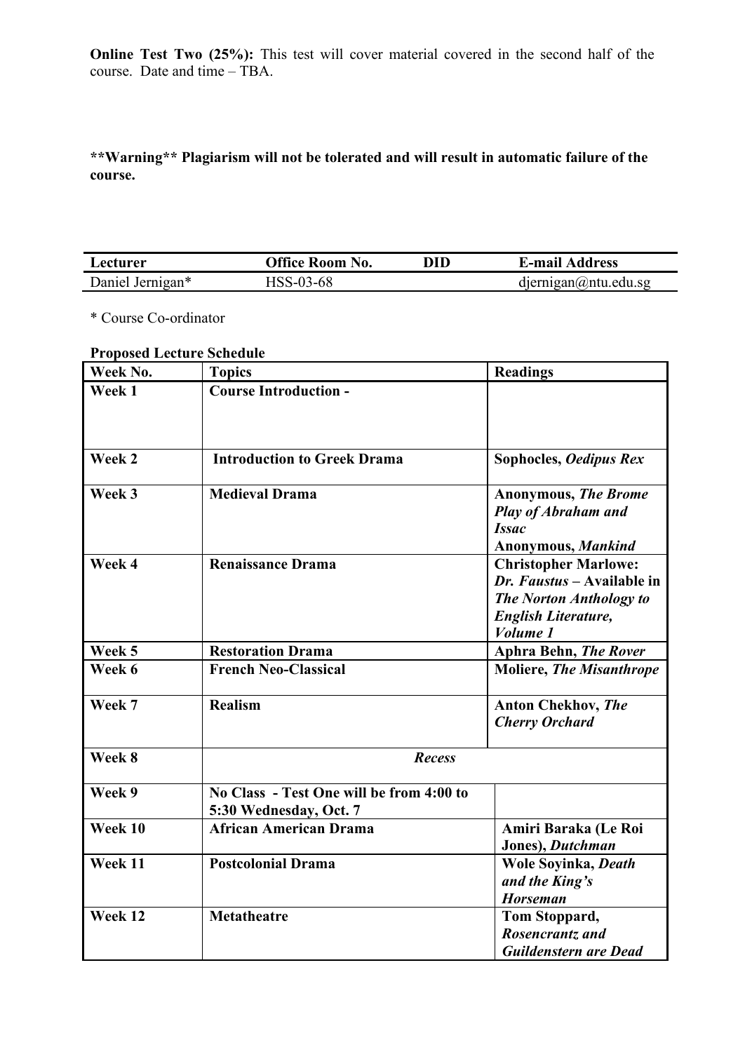**Online Test Two (25%):** This test will cover material covered in the second half of the course. Date and time – TBA.

****Warning** Plagiarism will not be tolerated and will result in automatic failure of the course.**

| Lecturer | Office Room No. | DID | E-mail Address |
|---|---|---|---|
| Daniel Jernigan* | HSS-03-68 | | djernigan@ntu.edu.sg |

\* Course Co-ordinator

**Proposed Lecture Schedule**

| Week No. | Topics | Readings |
|---|---|---|
| **Week 1** | **Course Introduction -** | |
| **Week 2** | **Introduction to Greek Drama** | **Sophocles, *Oedipus Rex*** |
| **Week 3** | **Medieval Drama** | **Anonymous, *The Brome Play of Abraham and Issac*** <br> **Anonymous, *Mankind*** |
| **Week 4** | **Renaissance Drama** | **Christopher Marlowe: *Dr. Faustus* – Available in *The Norton Anthology to English Literature, Volume 1*** |
| **Week 5** | **Restoration Drama** | **Aphra Behn, *The Rover*** |
| **Week 6** | **French Neo-Classical** | **Moliere, *The Misanthrope*** |
| **Week 7** | **Realism** | **Anton Chekhov, *The Cherry Orchard*** |
| **Week 8** | ***Recess*** | |
| **Week 9** | **No Class - Test One will be from 4:00 to 5:30 Wednesday, Oct. 7** | |
| **Week 10** | **African American Drama** | **Amiri Baraka (Le Roi Jones), *Dutchman*** |
| **Week 11** | **Postcolonial Drama** | **Wole Soyinka, *Death and the King's Horseman*** |
| **Week 12** | **Metatheatre** | **Tom Stoppard, *Rosencrantz and Guildenstern are Dead*** |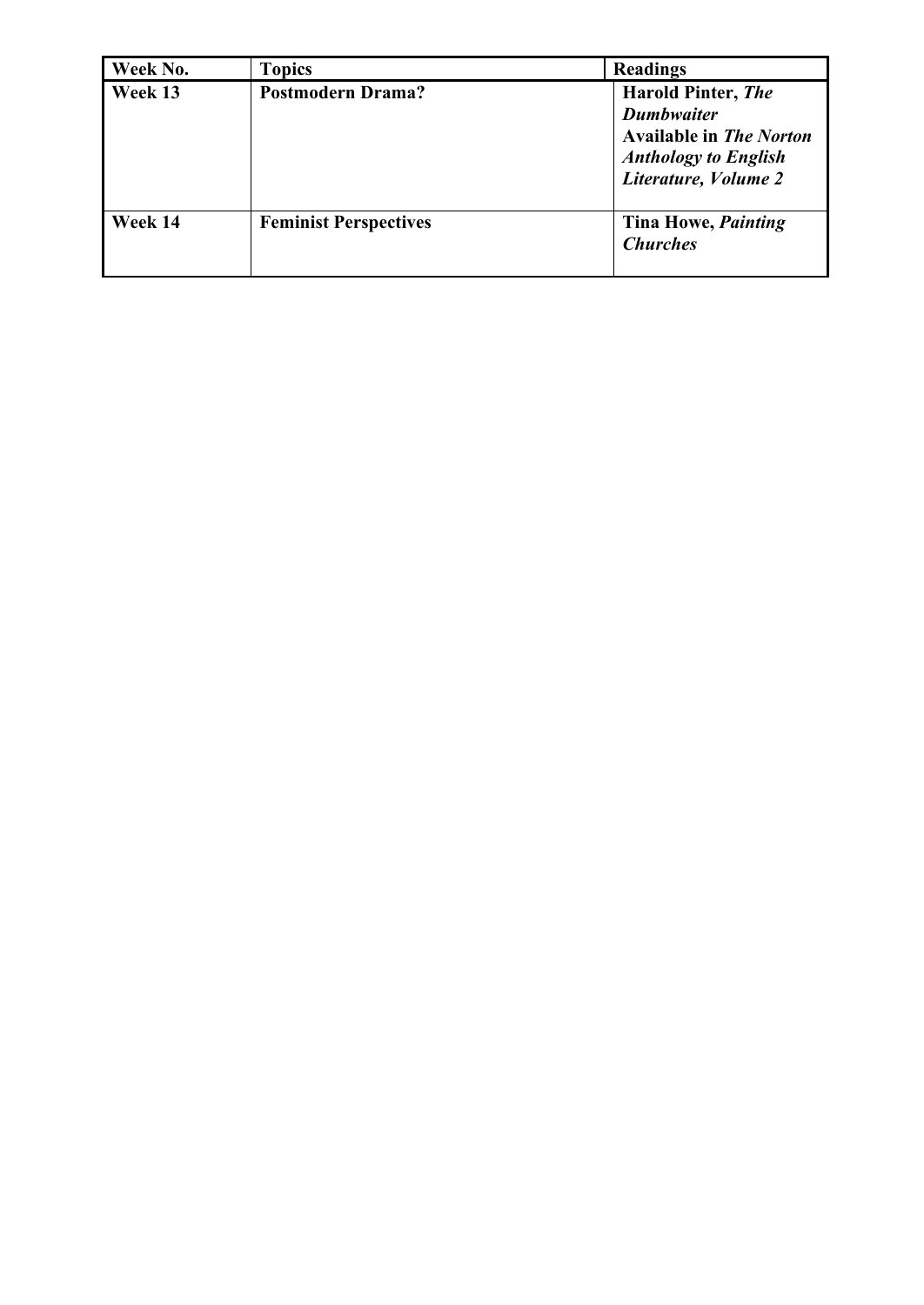| **Week No.** | **Topics** | **Readings** |
| --- | --- | --- |
| **Week 13** | **Postmodern Drama?** | **Harold Pinter, *The Dumbwaiter*** **Available in *The Norton Anthology to English Literature, Volume 2*** |
| **Week 14** | **Feminist Perspectives** | **Tina Howe, *Painting Churches*** |